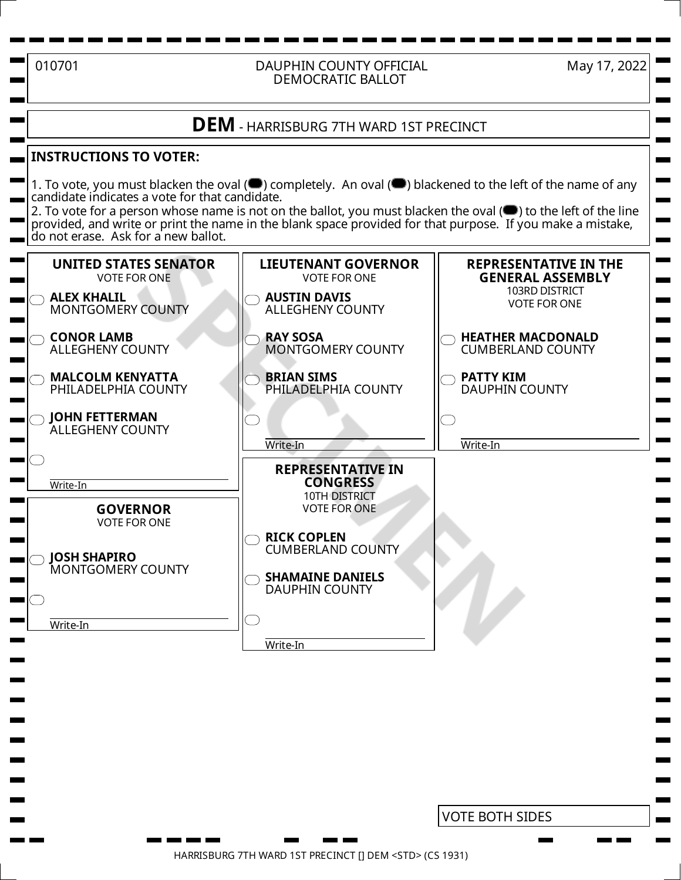010701 — DAUPHIN COUNTY OFFICIAL DEMOCRATIC BALLOT — May 17, 2022

# DEM - HARRISBURG 7TH WARD 1ST PRECINCT

**INSTRUCTIONS TO VOTER:**

1. To vote, you must blacken the oval (⬬) completely. An oval (⬬) blackened to the left of the name of any candidate indicates a vote for that candidate.
2. To vote for a person whose name is not on the ballot, you must blacken the oval (⬬) to the left of the line provided, and write or print the name in the blank space provided for that purpose. If you make a mistake, do not erase. Ask for a new ballot.

## UNITED STATES SENATOR
VOTE FOR ONE

- ⬭ **ALEX KHALIL** MONTGOMERY COUNTY
- ⬭ **CONOR LAMB** ALLEGHENY COUNTY
- ⬭ **MALCOLM KENYATTA** PHILADELPHIA COUNTY
- ⬭ **JOHN FETTERMAN** ALLEGHENY COUNTY
- ⬭ ______________ Write-In

## GOVERNOR
VOTE FOR ONE

- ⬭ **JOSH SHAPIRO** MONTGOMERY COUNTY
- ⬭ ______________ Write-In

## LIEUTENANT GOVERNOR
VOTE FOR ONE

- ⬭ **AUSTIN DAVIS** ALLEGHENY COUNTY
- ⬭ **RAY SOSA** MONTGOMERY COUNTY
- ⬭ **BRIAN SIMS** PHILADELPHIA COUNTY
- ⬭ ______________ Write-In

## REPRESENTATIVE IN CONGRESS
10TH DISTRICT
VOTE FOR ONE

- ⬭ **RICK COPLEN** CUMBERLAND COUNTY
- ⬭ **SHAMAINE DANIELS** DAUPHIN COUNTY
- ⬭ ______________ Write-In

## REPRESENTATIVE IN THE GENERAL ASSEMBLY
103RD DISTRICT
VOTE FOR ONE

- ⬭ **HEATHER MACDONALD** CUMBERLAND COUNTY
- ⬭ **PATTY KIM** DAUPHIN COUNTY
- ⬭ ______________ Write-In

VOTE BOTH SIDES

HARRISBURG 7TH WARD 1ST PRECINCT [] DEM <STD> (CS 1931)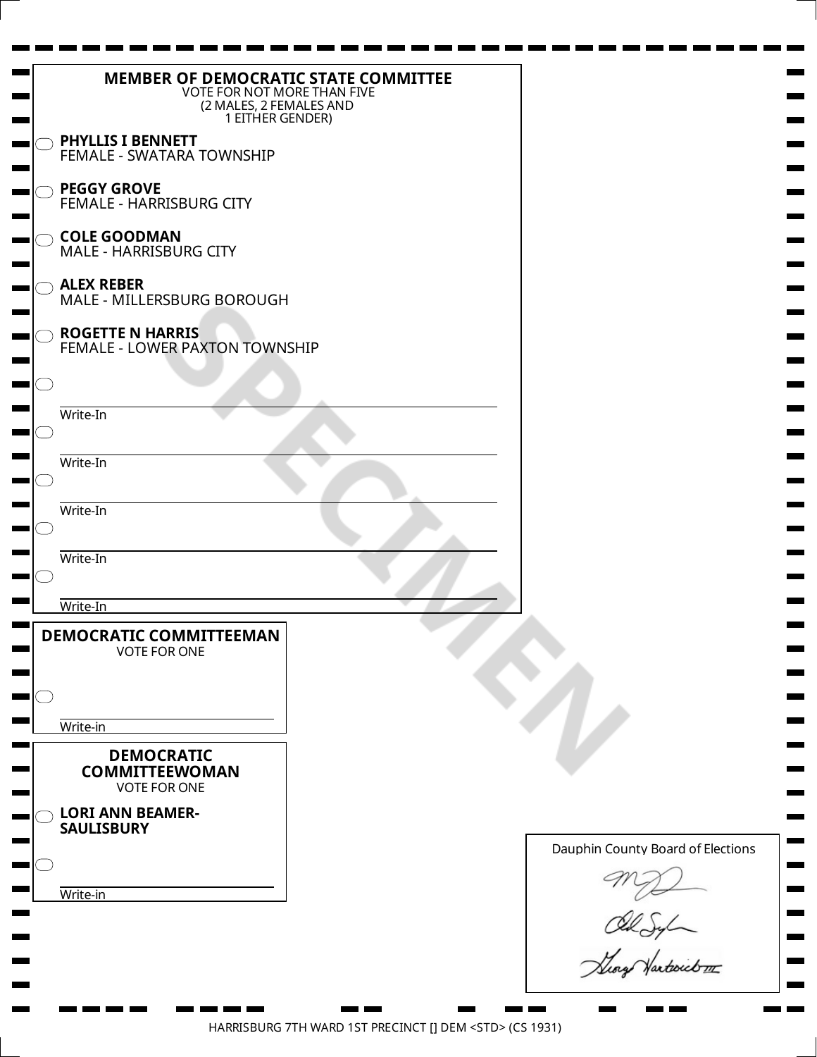## MEMBER OF DEMOCRATIC STATE COMMITTEE

VOTE FOR NOT MORE THAN FIVE
(2 MALES, 2 FEMALES AND
1 EITHER GENDER)

- ⬭ **PHYLLIS I BENNETT**
  FEMALE - SWATARA TOWNSHIP
- ⬭ **PEGGY GROVE**
  FEMALE - HARRISBURG CITY
- ⬭ **COLE GOODMAN**
  MALE - HARRISBURG CITY
- ⬭ **ALEX REBER**
  MALE - MILLERSBURG BOROUGH
- ⬭ **ROGETTE N HARRIS**
  FEMALE - LOWER PAXTON TOWNSHIP
- ⬭ ______________________
  Write-In
- ⬭ ______________________
  Write-In
- ⬭ ______________________
  Write-In
- ⬭ ______________________
  Write-In
- ⬭ ______________________
  Write-In

## DEMOCRATIC COMMITTEEMAN

VOTE FOR ONE

- ⬭ ______________________
  Write-in

## DEMOCRATIC COMMITTEEWOMAN

VOTE FOR ONE

- ⬭ **LORI ANN BEAMER-SAULISBURY**
- ⬭ ______________________
  Write-in

SPECIMEN

Dauphin County Board of Elections

HARRISBURG 7TH WARD 1ST PRECINCT [] DEM <STD> (CS 1931)